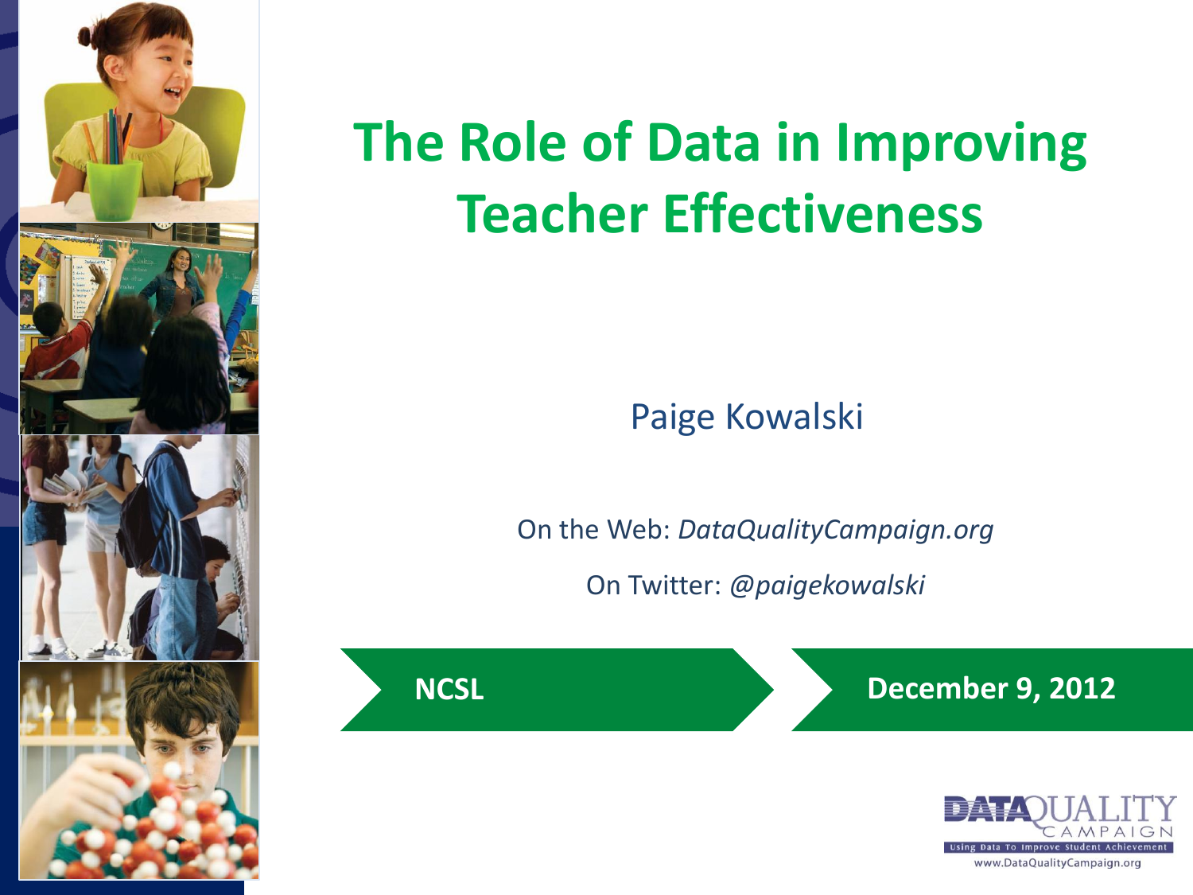# The Role of Data in Improving Teacher Effectiveness

Paige Kowalski

On the Web: *DataQualityCampaign.org*

On Twitter: *@paigekowalski*

**NCSL**

**December 9, 2012**

DATA QUALITY CAMPAIGN

Using Data To Improve Student Achievement

www.DataQualityCampaign.org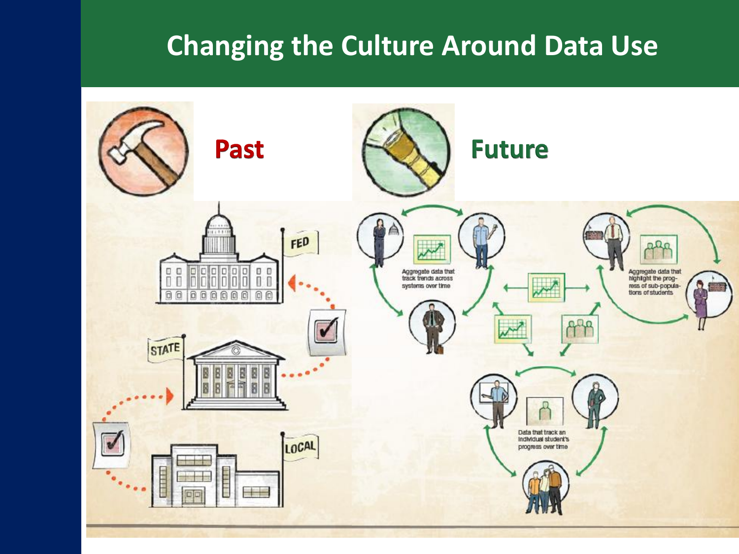# Changing the Culture Around Data Use

**Past**

FED

STATE

LOCAL

**Future**

Aggregate data that track trends across systems over time

Aggregate data that highlight the progress of sub-populations of students

Data that track an individual student's progress over time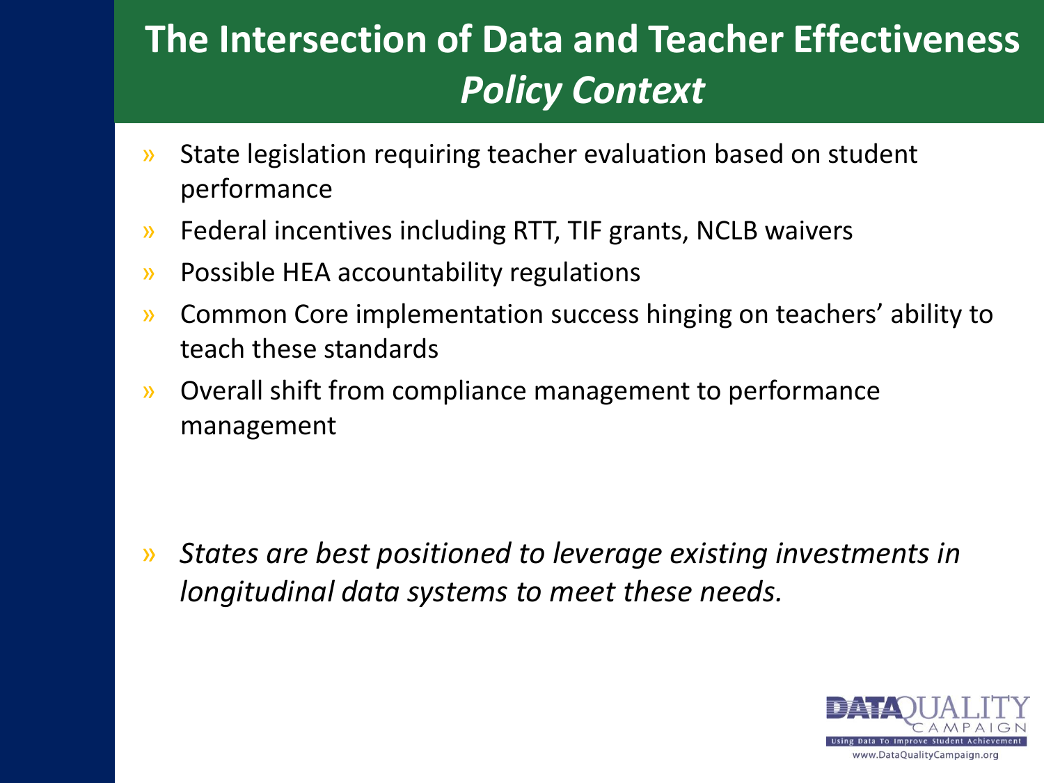# The Intersection of Data and Teacher Effectiveness
## *Policy Context*

- State legislation requiring teacher evaluation based on student performance
- Federal incentives including RTT, TIF grants, NCLB waivers
- Possible HEA accountability regulations
- Common Core implementation success hinging on teachers' ability to teach these standards
- Overall shift from compliance management to performance management

- *States are best positioned to leverage existing investments in longitudinal data systems to meet these needs.*

DATA QUALITY CAMPAIGN
Using Data To Improve Student Achievement
www.DataQualityCampaign.org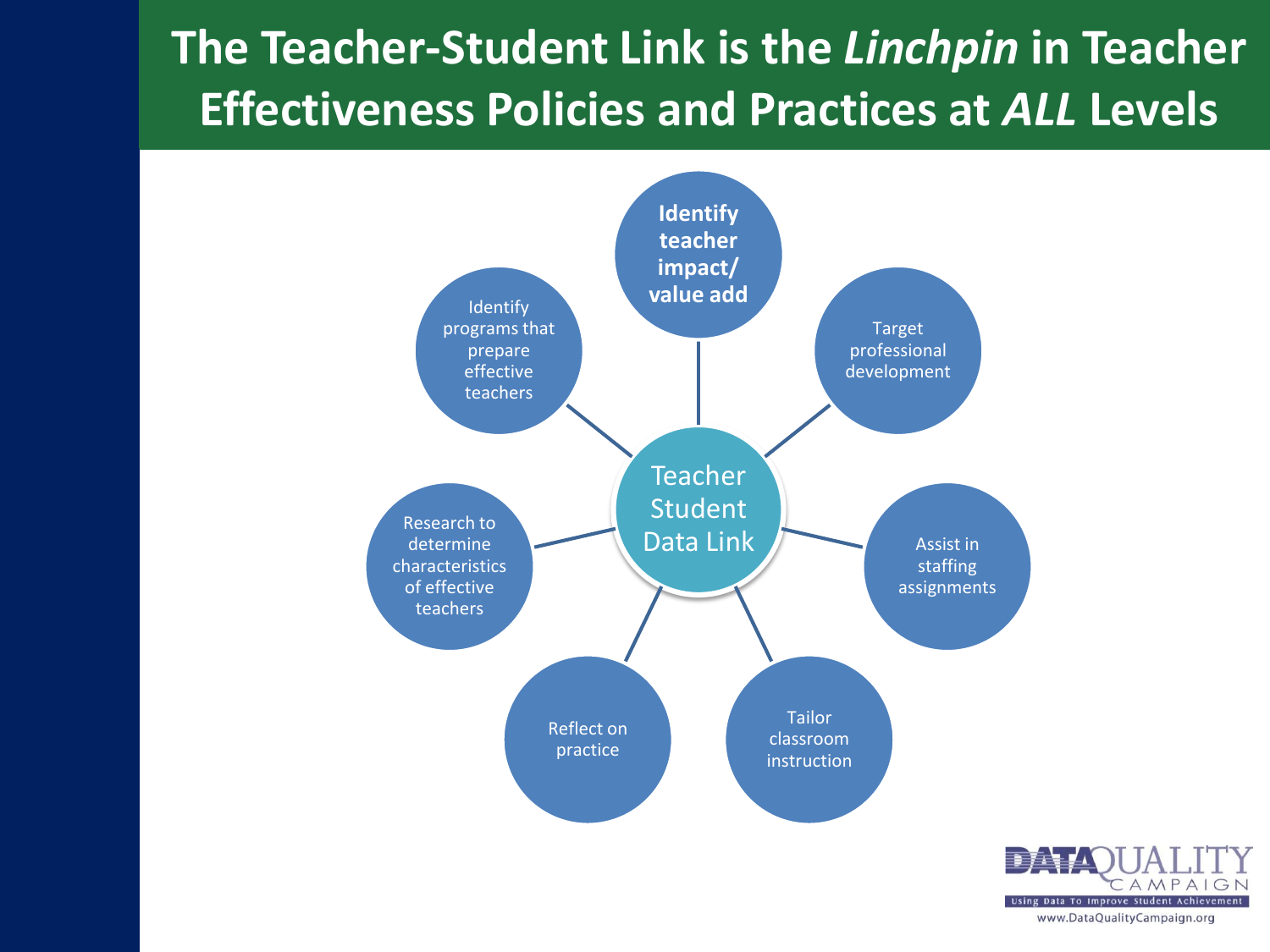# The Teacher-Student Link is the *Linchpin* in Teacher Effectiveness Policies and Practices at *ALL* Levels

**Teacher Student Data Link**

- **Identify teacher impact/ value add**
- Target professional development
- Assist in staffing assignments
- Tailor classroom instruction
- Reflect on practice
- Research to determine characteristics of effective teachers
- Identify programs that prepare effective teachers

DATA QUALITY CAMPAIGN
Using Data To Improve Student Achievement
www.DataQualityCampaign.org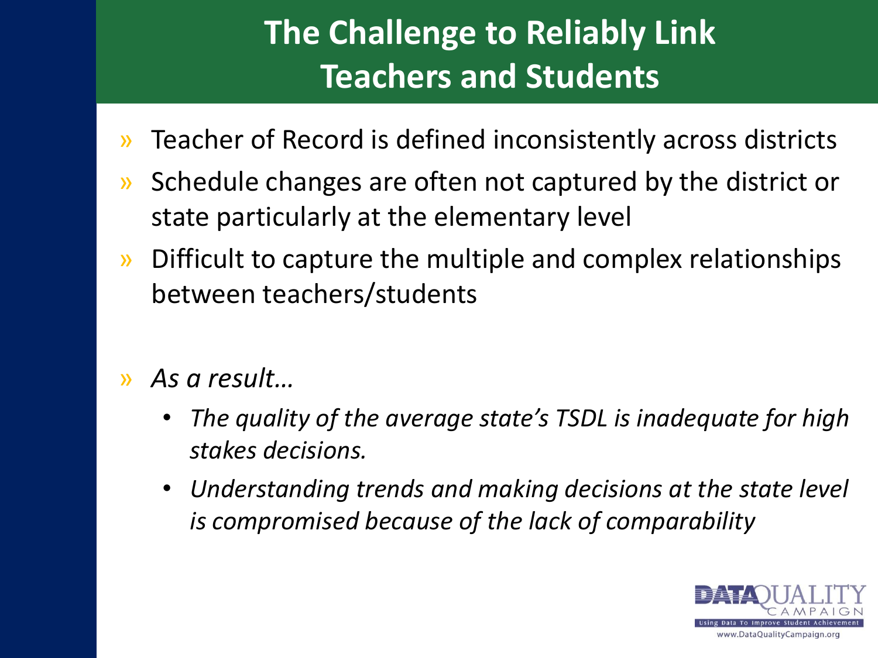# The Challenge to Reliably Link Teachers and Students

- Teacher of Record is defined inconsistently across districts
- Schedule changes are often not captured by the district or state particularly at the elementary level
- Difficult to capture the multiple and complex relationships between teachers/students

- *As a result…*
  - *The quality of the average state's TSDL is inadequate for high stakes decisions.*
  - *Understanding trends and making decisions at the state level is compromised because of the lack of comparability*

DATA QUALITY CAMPAIGN
Using Data To Improve Student Achievement
www.DataQualityCampaign.org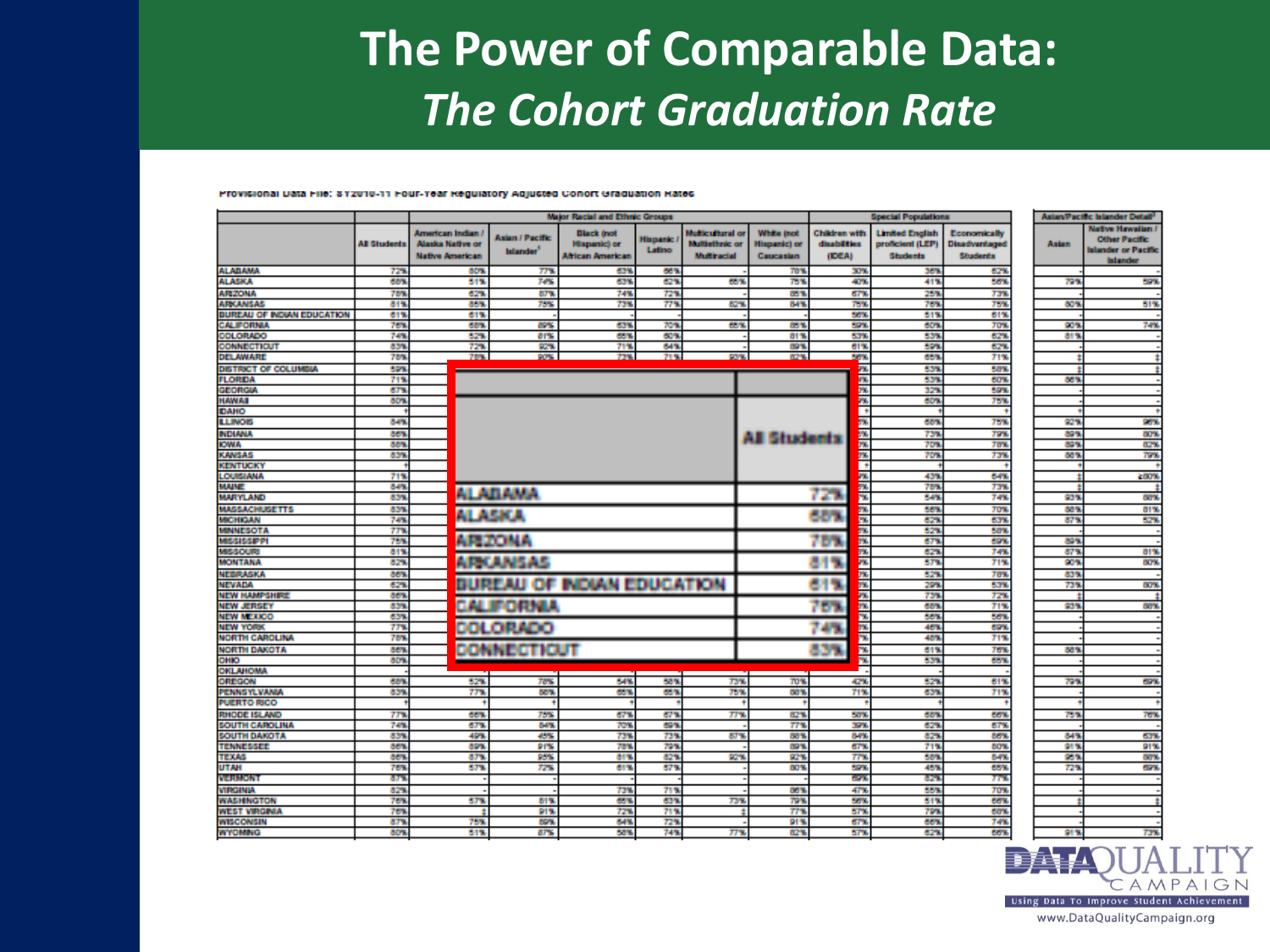# The Power of Comparable Data:
## *The Cohort Graduation Rate*

Provisional Data File: SY2010-11 Four-Year Regulatory Adjusted Cohort Graduation Rates

| | All Students |
|---|---|
| ALABAMA | 72% |
| ALASKA | 68% |
| ARIZONA | 78% |
| ARKANSAS | 81% |
| BUREAU OF INDIAN EDUCATION | 61% |
| CALIFORNIA | 76% |
| COLORADO | 74% |
| CONNECTICUT | 83% |

Using Data To Improve Student Achievement

www.DataQualityCampaign.org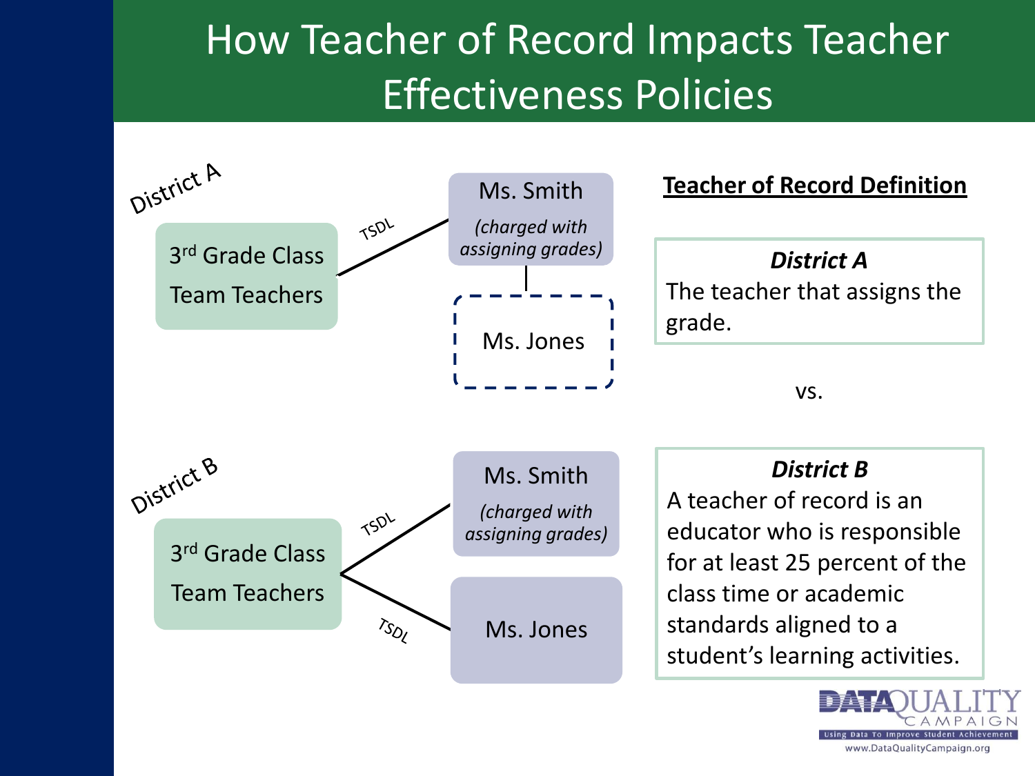# How Teacher of Record Impacts Teacher Effectiveness Policies

District A

3rd Grade Class Team Teachers — TSDL — Ms. Smith *(charged with assigning grades)*

Ms. Jones

District B

3rd Grade Class Team Teachers — TSDL — Ms. Smith *(charged with assigning grades)*

3rd Grade Class Team Teachers — TSDL — Ms. Jones

**Teacher of Record Definition**

***District A***

The teacher that assigns the grade.

vs.

***District B***

A teacher of record is an educator who is responsible for at least 25 percent of the class time or academic standards aligned to a student's learning activities.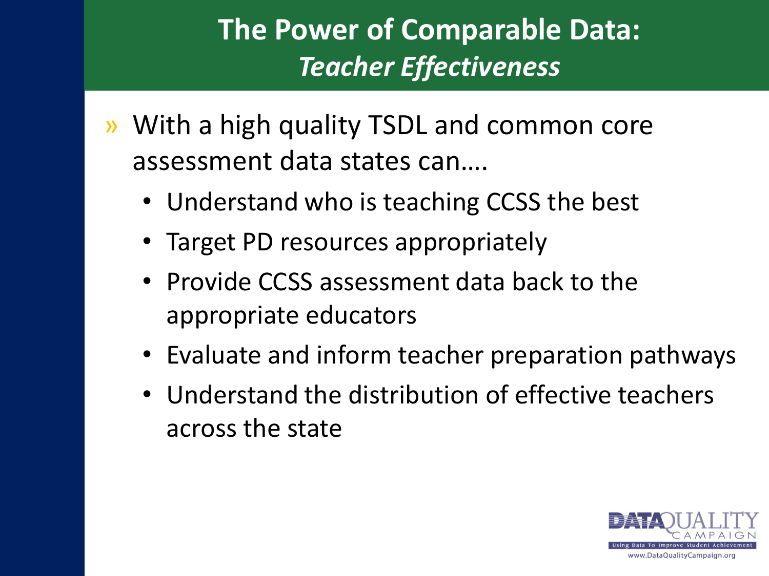# The Power of Comparable Data: *Teacher Effectiveness*

- With a high quality TSDL and common core assessment data states can….
  - Understand who is teaching CCSS the best
  - Target PD resources appropriately
  - Provide CCSS assessment data back to the appropriate educators
  - Evaluate and inform teacher preparation pathways
  - Understand the distribution of effective teachers across the state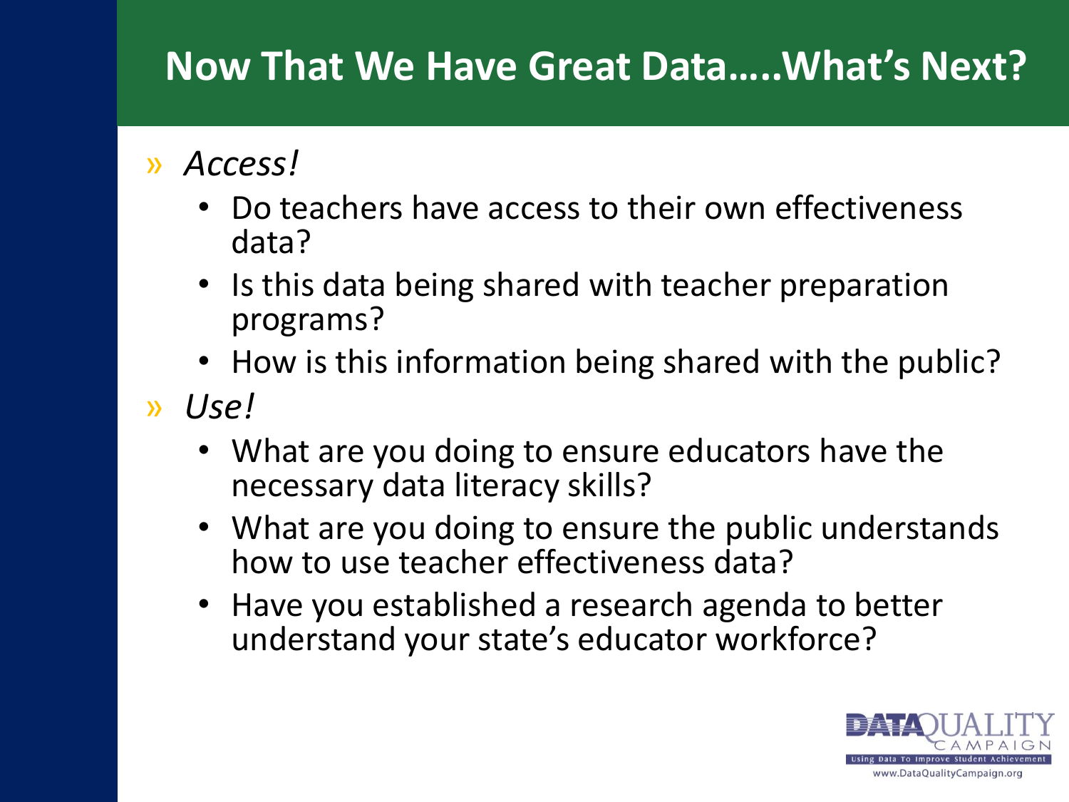# Now That We Have Great Data…..What's Next?

- *Access!*
  - Do teachers have access to their own effectiveness data?
  - Is this data being shared with teacher preparation programs?
  - How is this information being shared with the public?
- *Use!*
  - What are you doing to ensure educators have the necessary data literacy skills?
  - What are you doing to ensure the public understands how to use teacher effectiveness data?
  - Have you established a research agenda to better understand your state's educator workforce?

DATA QUALITY CAMPAIGN
Using Data To Improve Student Achievement
www.DataQualityCampaign.org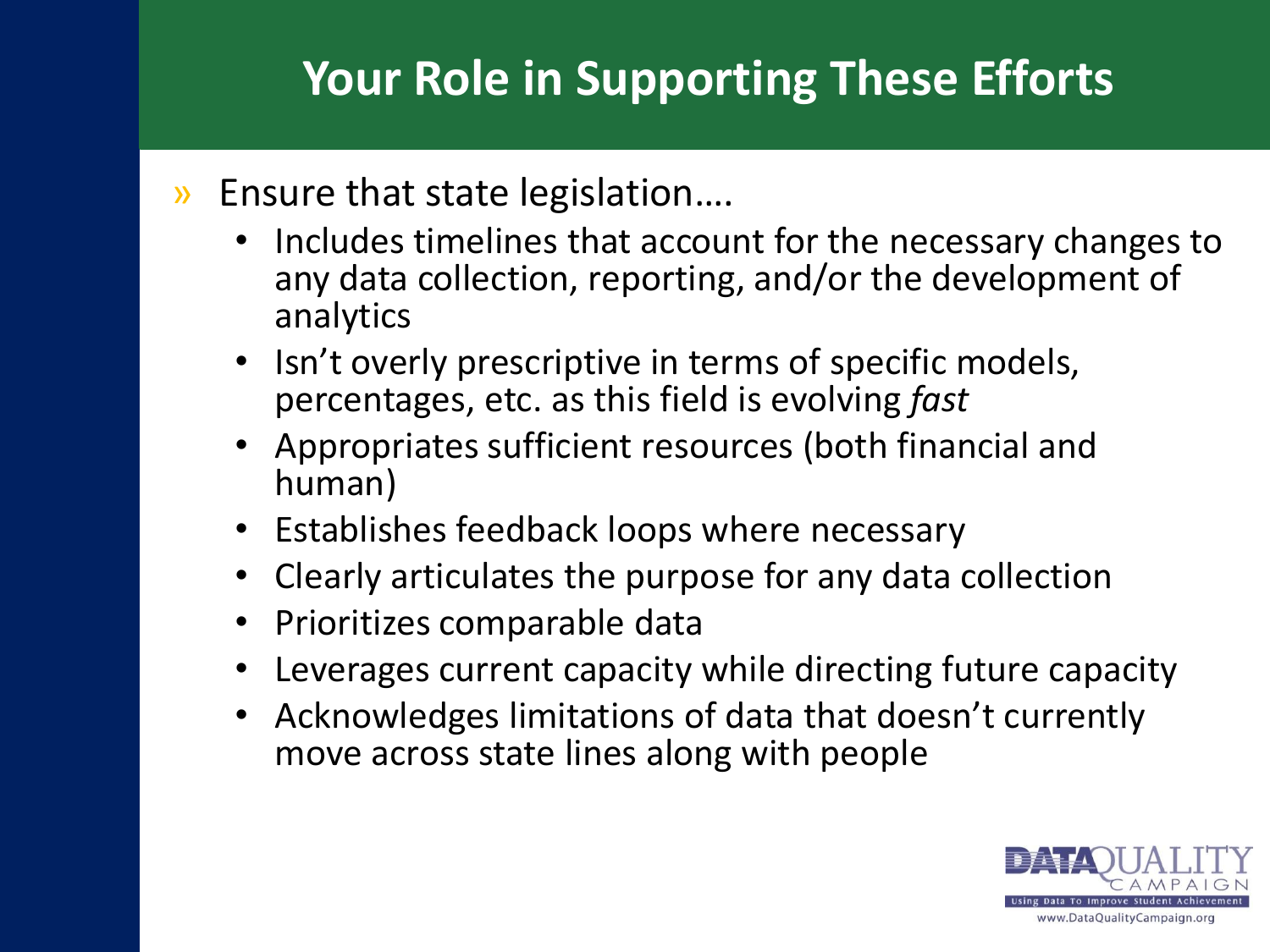# Your Role in Supporting These Efforts

- Ensure that state legislation….
  - Includes timelines that account for the necessary changes to any data collection, reporting, and/or the development of analytics
  - Isn't overly prescriptive in terms of specific models, percentages, etc. as this field is evolving *fast*
  - Appropriates sufficient resources (both financial and human)
  - Establishes feedback loops where necessary
  - Clearly articulates the purpose for any data collection
  - Prioritizes comparable data
  - Leverages current capacity while directing future capacity
  - Acknowledges limitations of data that doesn't currently move across state lines along with people

DATAQUALITY CAMPAIGN
Using Data To Improve Student Achievement
www.DataQualityCampaign.org